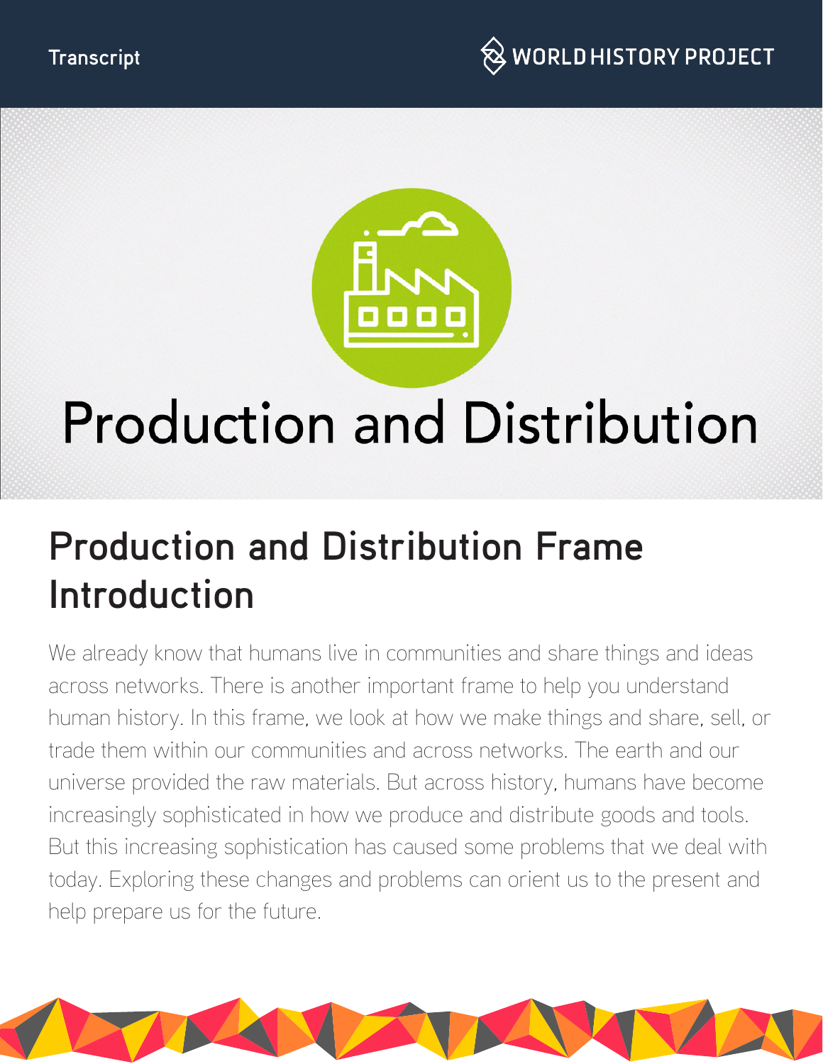Transcript

# Production and Distribution

## Production and Distribution Frame Introduction

We already know that humans live in communities and share things and ideas across networks. There is another important frame to help you understand human history. In this frame, we look at how we make things and share, sell, or trade them within our communities and across networks. The earth and our universe provided the raw materials. But across history, humans have become increasingly sophisticated in how we produce and distribute goods and tools. But this increasing sophistication has caused some problems that we deal with today. Exploring these changes and problems can orient us to the present and help prepare us for the future.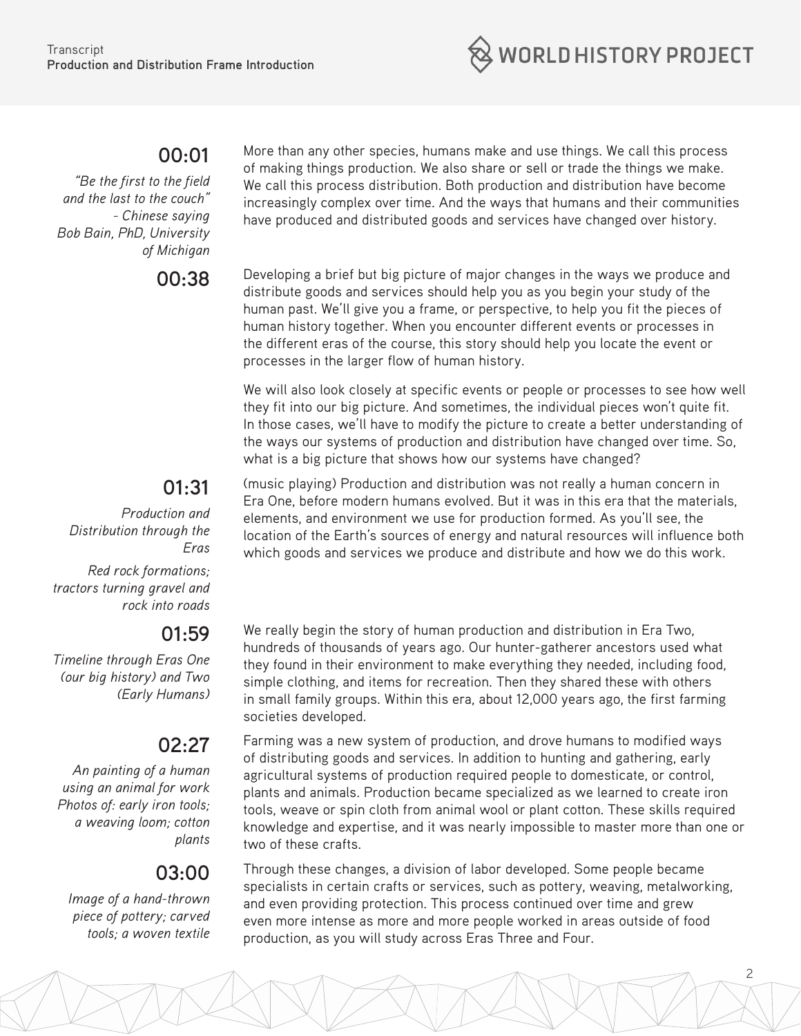**00:01**

*"Be the first to the field and the last to the couch" - Chinese saying*
*Bob Bain, PhD, University of Michigan*

More than any other species, humans make and use things. We call this process of making things production. We also share or sell or trade the things we make. We call this process distribution. Both production and distribution have become increasingly complex over time. And the ways that humans and their communities have produced and distributed goods and services have changed over history.

**00:38**

Developing a brief but big picture of major changes in the ways we produce and distribute goods and services should help you as you begin your study of the human past. We'll give you a frame, or perspective, to help you fit the pieces of human history together. When you encounter different events or processes in the different eras of the course, this story should help you locate the event or processes in the larger flow of human history.

We will also look closely at specific events or people or processes to see how well they fit into our big picture. And sometimes, the individual pieces won't quite fit. In those cases, we'll have to modify the picture to create a better understanding of the ways our systems of production and distribution have changed over time. So, what is a big picture that shows how our systems have changed?

**01:31**

*Production and Distribution through the Eras*

*Red rock formations; tractors turning gravel and rock into roads*

(music playing) Production and distribution was not really a human concern in Era One, before modern humans evolved. But it was in this era that the materials, elements, and environment we use for production formed. As you'll see, the location of the Earth's sources of energy and natural resources will influence both which goods and services we produce and distribute and how we do this work.

**01:59**

*Timeline through Eras One (our big history) and Two (Early Humans)*

We really begin the story of human production and distribution in Era Two, hundreds of thousands of years ago. Our hunter-gatherer ancestors used what they found in their environment to make everything they needed, including food, simple clothing, and items for recreation. Then they shared these with others in small family groups. Within this era, about 12,000 years ago, the first farming societies developed.

**02:27**

*An painting of a human using an animal for work*
*Photos of: early iron tools; a weaving loom; cotton plants*

Farming was a new system of production, and drove humans to modified ways of distributing goods and services. In addition to hunting and gathering, early agricultural systems of production required people to domesticate, or control, plants and animals. Production became specialized as we learned to create iron tools, weave or spin cloth from animal wool or plant cotton. These skills required knowledge and expertise, and it was nearly impossible to master more than one or two of these crafts.

**03:00**

*Image of a hand-thrown piece of pottery; carved tools; a woven textile*

Through these changes, a division of labor developed. Some people became specialists in certain crafts or services, such as pottery, weaving, metalworking, and even providing protection. This process continued over time and grew even more intense as more and more people worked in areas outside of food production, as you will study across Eras Three and Four.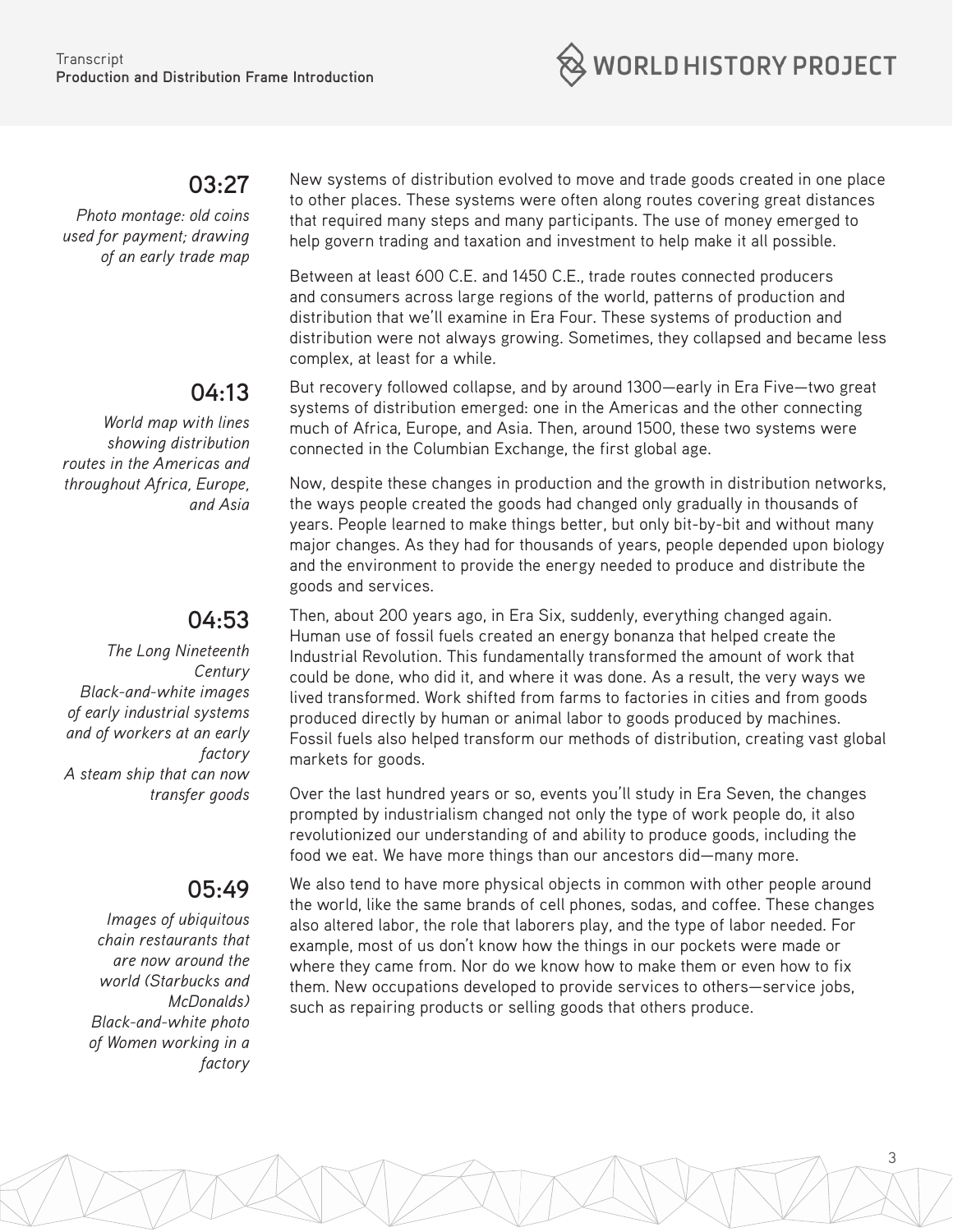**03:27**

*Photo montage: old coins used for payment; drawing of an early trade map*

New systems of distribution evolved to move and trade goods created in one place to other places. These systems were often along routes covering great distances that required many steps and many participants. The use of money emerged to help govern trading and taxation and investment to help make it all possible.

Between at least 600 C.E. and 1450 C.E., trade routes connected producers and consumers across large regions of the world, patterns of production and distribution that we'll examine in Era Four. These systems of production and distribution were not always growing. Sometimes, they collapsed and became less complex, at least for a while.

**04:13**

*World map with lines showing distribution routes in the Americas and throughout Africa, Europe, and Asia*

But recovery followed collapse, and by around 1300—early in Era Five—two great systems of distribution emerged: one in the Americas and the other connecting much of Africa, Europe, and Asia. Then, around 1500, these two systems were connected in the Columbian Exchange, the first global age.

Now, despite these changes in production and the growth in distribution networks, the ways people created the goods had changed only gradually in thousands of years. People learned to make things better, but only bit-by-bit and without many major changes. As they had for thousands of years, people depended upon biology and the environment to provide the energy needed to produce and distribute the goods and services.

**04:53**

*The Long Nineteenth Century*
*Black-and-white images of early industrial systems and of workers at an early factory*
*A steam ship that can now transfer goods*

Then, about 200 years ago, in Era Six, suddenly, everything changed again. Human use of fossil fuels created an energy bonanza that helped create the Industrial Revolution. This fundamentally transformed the amount of work that could be done, who did it, and where it was done. As a result, the very ways we lived transformed. Work shifted from farms to factories in cities and from goods produced directly by human or animal labor to goods produced by machines. Fossil fuels also helped transform our methods of distribution, creating vast global markets for goods.

Over the last hundred years or so, events you'll study in Era Seven, the changes prompted by industrialism changed not only the type of work people do, it also revolutionized our understanding of and ability to produce goods, including the food we eat. We have more things than our ancestors did—many more.

**05:49**

*Images of ubiquitous chain restaurants that are now around the world (Starbucks and McDonalds)*
*Black-and-white photo of Women working in a factory*

We also tend to have more physical objects in common with other people around the world, like the same brands of cell phones, sodas, and coffee. These changes also altered labor, the role that laborers play, and the type of labor needed. For example, most of us don't know how the things in our pockets were made or where they came from. Nor do we know how to make them or even how to fix them. New occupations developed to provide services to others—service jobs, such as repairing products or selling goods that others produce.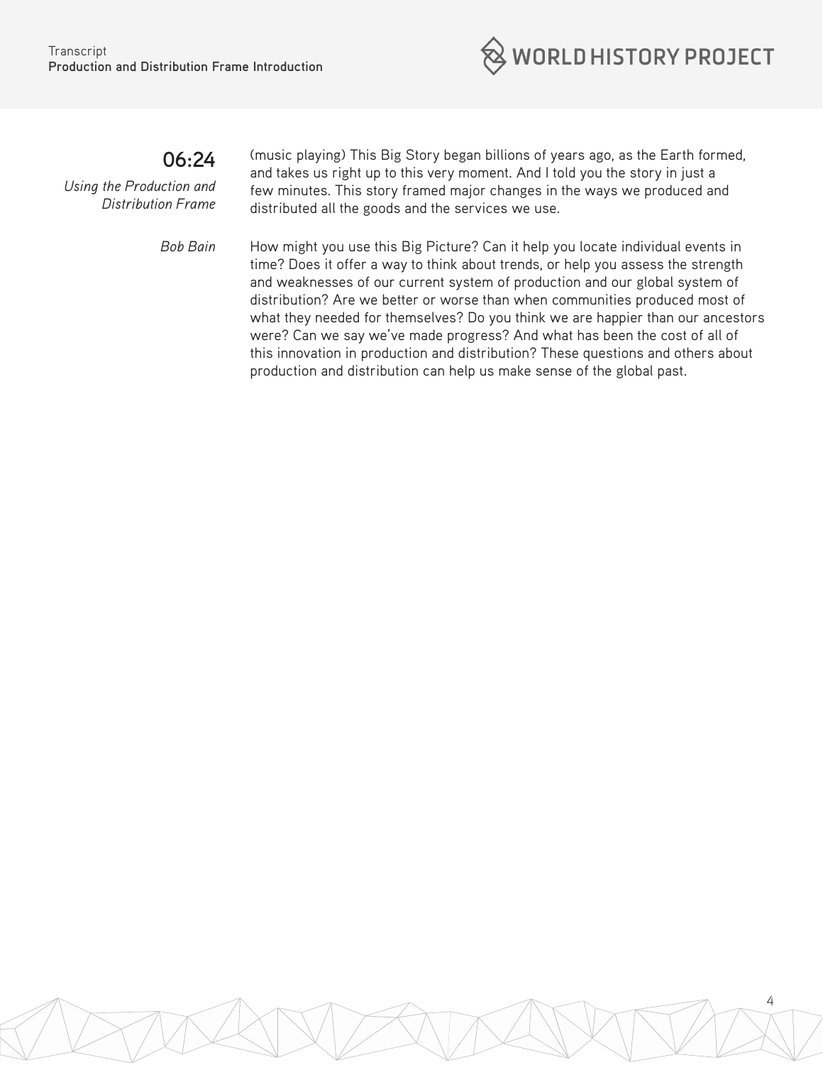**06:24**

*Using the Production and Distribution Frame*

(music playing) This Big Story began billions of years ago, as the Earth formed, and takes us right up to this very moment. And I told you the story in just a few minutes. This story framed major changes in the ways we produced and distributed all the goods and the services we use.

*Bob Bain*

How might you use this Big Picture? Can it help you locate individual events in time? Does it offer a way to think about trends, or help you assess the strength and weaknesses of our current system of production and our global system of distribution? Are we better or worse than when communities produced most of what they needed for themselves? Do you think we are happier than our ancestors were? Can we say we've made progress? And what has been the cost of all of this innovation in production and distribution? These questions and others about production and distribution can help us make sense of the global past.